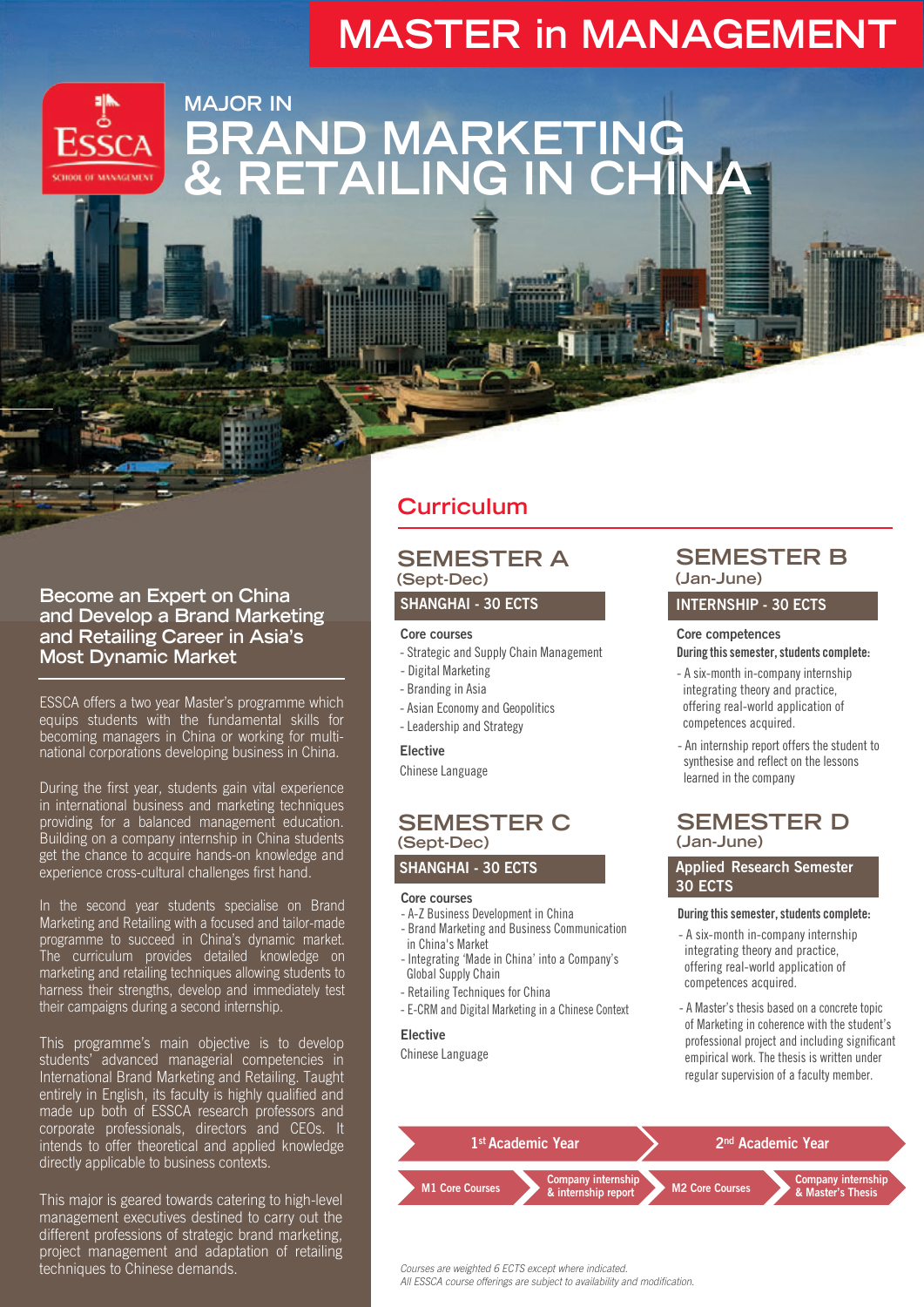# MASTER in MANAGEMENT

ESSCA SCHOOL OF MANAGEMENT

## MAJOR IN BRAND MARKETING & RETAILING IN CHINA

### Become an Expert on China and Develop a Brand Marketing and Retailing Career in Asia's Most Dynamic Market

ESSCA offers a two year Master's programme which equips students with the fundamental skills for becoming managers in China or working for multi-national corporations developing business in China.

During the first year, students gain vital experience in international business and marketing techniques providing for a balanced management education. Building on a company internship in China students get the chance to acquire hands-on knowledge and experience cross-cultural challenges first hand.

In the second year students specialise on Brand Marketing and Retailing with a focused and tailor-made programme to succeed in China's dynamic market. The curriculum provides detailed knowledge on marketing and retailing techniques allowing students to harness their strengths, develop and immediately test their campaigns during a second internship.

This programme's main objective is to develop students' advanced managerial competencies in International Brand Marketing and Retailing. Taught entirely in English, its faculty is highly qualified and made up both of ESSCA research professors and corporate professionals, directors and CEOs. It intends to offer theoretical and applied knowledge directly applicable to business contexts.

This major is geared towards catering to high-level management executives destined to carry out the different professions of strategic brand marketing, project management and adaptation of retailing techniques to Chinese demands.

## Curriculum

### SEMESTER A
(Sept-Dec)

**SHANGHAI - 30 ECTS**

**Core courses**
- Strategic and Supply Chain Management
- Digital Marketing
- Branding in Asia
- Asian Economy and Geopolitics
- Leadership and Strategy

**Elective**
Chinese Language

### SEMESTER B
(Jan-June)

**INTERNSHIP - 30 ECTS**

**Core competences**
**During this semester, students complete:**
- A six-month in-company internship integrating theory and practice, offering real-world application of competences acquired.
- An internship report offers the student to synthesise and reflect on the lessons learned in the company

### SEMESTER C
(Sept-Dec)

**SHANGHAI - 30 ECTS**

**Core courses**
- A-Z Business Development in China
- Brand Marketing and Business Communication in China's Market
- Integrating 'Made in China' into a Company's Global Supply Chain
- Retailing Techniques for China
- E-CRM and Digital Marketing in a Chinese Context

**Elective**
Chinese Language

### SEMESTER D
(Jan-June)

**Applied Research Semester 30 ECTS**

**During this semester, students complete:**
- A six-month in-company internship integrating theory and practice, offering real-world application of competences acquired.
- A Master's thesis based on a concrete topic of Marketing in coherence with the student's professional project and including significant empirical work. The thesis is written under regular supervision of a faculty member.

| 1st Academic Year | | 2nd Academic Year | |
|---|---|---|---|
| M1 Core Courses | Company internship & internship report | M2 Core Courses | Company internship & Master's Thesis |

*Courses are weighted 6 ECTS except where indicated.*
*All ESSCA course offerings are subject to availability and modification.*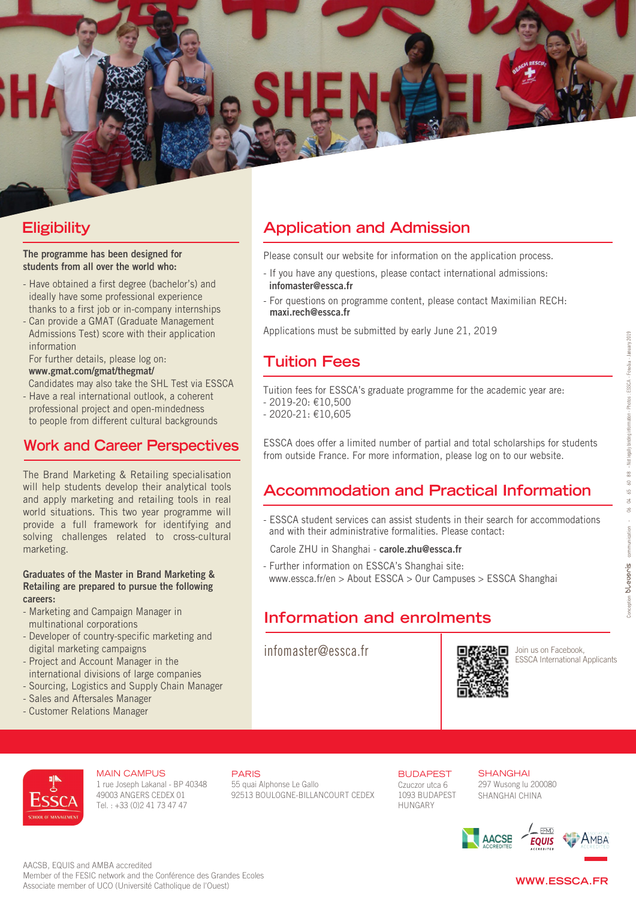## Eligibility

**The programme has been designed for students from all over the world who:**

- Have obtained a first degree (bachelor's) and ideally have some professional experience thanks to a first job or in-company internships
- Can provide a GMAT (Graduate Management Admissions Test) score with their application information
  For further details, please log on:
  **www.gmat.com/gmat/thegmat/**
  Candidates may also take the SHL Test via ESSCA
- Have a real international outlook, a coherent professional project and open-mindedness to people from different cultural backgrounds

## Work and Career Perspectives

The Brand Marketing & Retailing specialisation will help students develop their analytical tools and apply marketing and retailing tools in real world situations. This two year programme will provide a full framework for identifying and solving challenges related to cross-cultural marketing.

**Graduates of the Master in Brand Marketing & Retailing are prepared to pursue the following careers:**

- Marketing and Campaign Manager in multinational corporations
- Developer of country-specific marketing and digital marketing campaigns
- Project and Account Manager in the international divisions of large companies
- Sourcing, Logistics and Supply Chain Manager
- Sales and Aftersales Manager
- Customer Relations Manager

## Application and Admission

Please consult our website for information on the application process.

- If you have any questions, please contact international admissions: **infomaster@essca.fr**
- For questions on programme content, please contact Maximilian RECH: **maxi.rech@essca.fr**

Applications must be submitted by early June 21, 2019

## Tuition Fees

Tuition fees for ESSCA's graduate programme for the academic year are:
- 2019-20: €10,500
- 2020-21: €10,605

ESSCA does offer a limited number of partial and total scholarships for students from outside France. For more information, please log on to our website.

## Accommodation and Practical Information

- ESSCA student services can assist students in their search for accommodations and with their administrative formalities. Please contact:

  Carole ZHU in Shanghai - **carole.zhu@essca.fr**

- Further information on ESSCA's Shanghai site:
  www.essca.fr/en > About ESSCA > Our Campuses > ESSCA Shanghai

## Information and enrolments

infomaster@essca.fr

Join us on Facebook, ESSCA International Applicants

**MAIN CAMPUS**
1 rue Joseph Lakanal - BP 40348
49003 ANGERS CEDEX 01
Tel. : +33 (0)2 41 73 47 47

**PARIS**
55 quai Alphonse Le Gallo
92513 BOULOGNE-BILLANCOURT CEDEX

**BUDAPEST**
Czuczor utca 6
1093 BUDAPEST
HUNGARY

**SHANGHAI**
297 Wusong lu 200080
SHANGHAI CHINA

AACSB, EQUIS and AMBA accredited
Member of the FESIC network and the Conférence des Grandes Ecoles
Associate member of UCO (Université Catholique de l'Ouest)

**WWW.ESSCA.FR**

Conception bluesens communication - 06 04 65 60 88 - Not legally binding information - Photos : ESSCA - Fotolia - January 2019